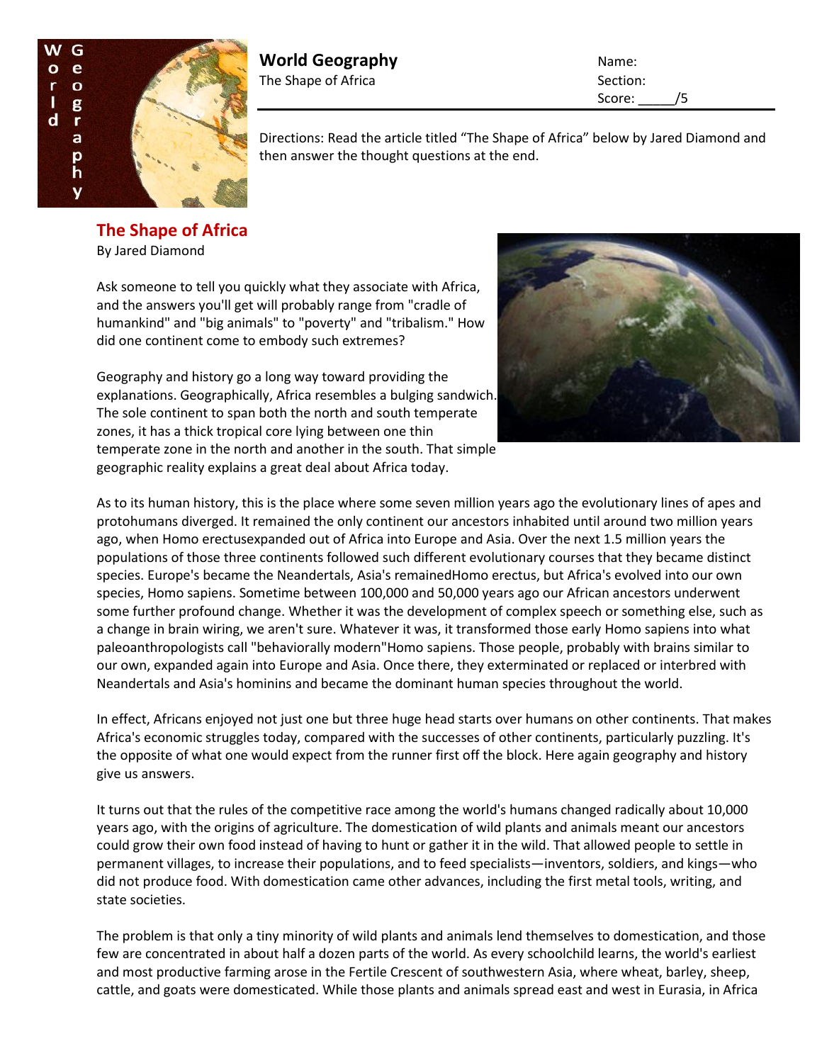# World Geography

The Shape of Africa

Name:

Section:

Score: _____/5

Directions: Read the article titled "The Shape of Africa" below by Jared Diamond and then answer the thought questions at the end.

## The Shape of Africa

By Jared Diamond

Ask someone to tell you quickly what they associate with Africa, and the answers you'll get will probably range from "cradle of humankind" and "big animals" to "poverty" and "tribalism." How did one continent come to embody such extremes?

Geography and history go a long way toward providing the explanations. Geographically, Africa resembles a bulging sandwich. The sole continent to span both the north and south temperate zones, it has a thick tropical core lying between one thin temperate zone in the north and another in the south. That simple geographic reality explains a great deal about Africa today.

As to its human history, this is the place where some seven million years ago the evolutionary lines of apes and protohumans diverged. It remained the only continent our ancestors inhabited until around two million years ago, when Homo erectusexpanded out of Africa into Europe and Asia. Over the next 1.5 million years the populations of those three continents followed such different evolutionary courses that they became distinct species. Europe's became the Neandertals, Asia's remainedHomo erectus, but Africa's evolved into our own species, Homo sapiens. Sometime between 100,000 and 50,000 years ago our African ancestors underwent some further profound change. Whether it was the development of complex speech or something else, such as a change in brain wiring, we aren't sure. Whatever it was, it transformed those early Homo sapiens into what paleoanthropologists call "behaviorally modern"Homo sapiens. Those people, probably with brains similar to our own, expanded again into Europe and Asia. Once there, they exterminated or replaced or interbred with Neandertals and Asia's hominins and became the dominant human species throughout the world.

In effect, Africans enjoyed not just one but three huge head starts over humans on other continents. That makes Africa's economic struggles today, compared with the successes of other continents, particularly puzzling. It's the opposite of what one would expect from the runner first off the block. Here again geography and history give us answers.

It turns out that the rules of the competitive race among the world's humans changed radically about 10,000 years ago, with the origins of agriculture. The domestication of wild plants and animals meant our ancestors could grow their own food instead of having to hunt or gather it in the wild. That allowed people to settle in permanent villages, to increase their populations, and to feed specialists—inventors, soldiers, and kings—who did not produce food. With domestication came other advances, including the first metal tools, writing, and state societies.

The problem is that only a tiny minority of wild plants and animals lend themselves to domestication, and those few are concentrated in about half a dozen parts of the world. As every schoolchild learns, the world's earliest and most productive farming arose in the Fertile Crescent of southwestern Asia, where wheat, barley, sheep, cattle, and goats were domesticated. While those plants and animals spread east and west in Eurasia, in Africa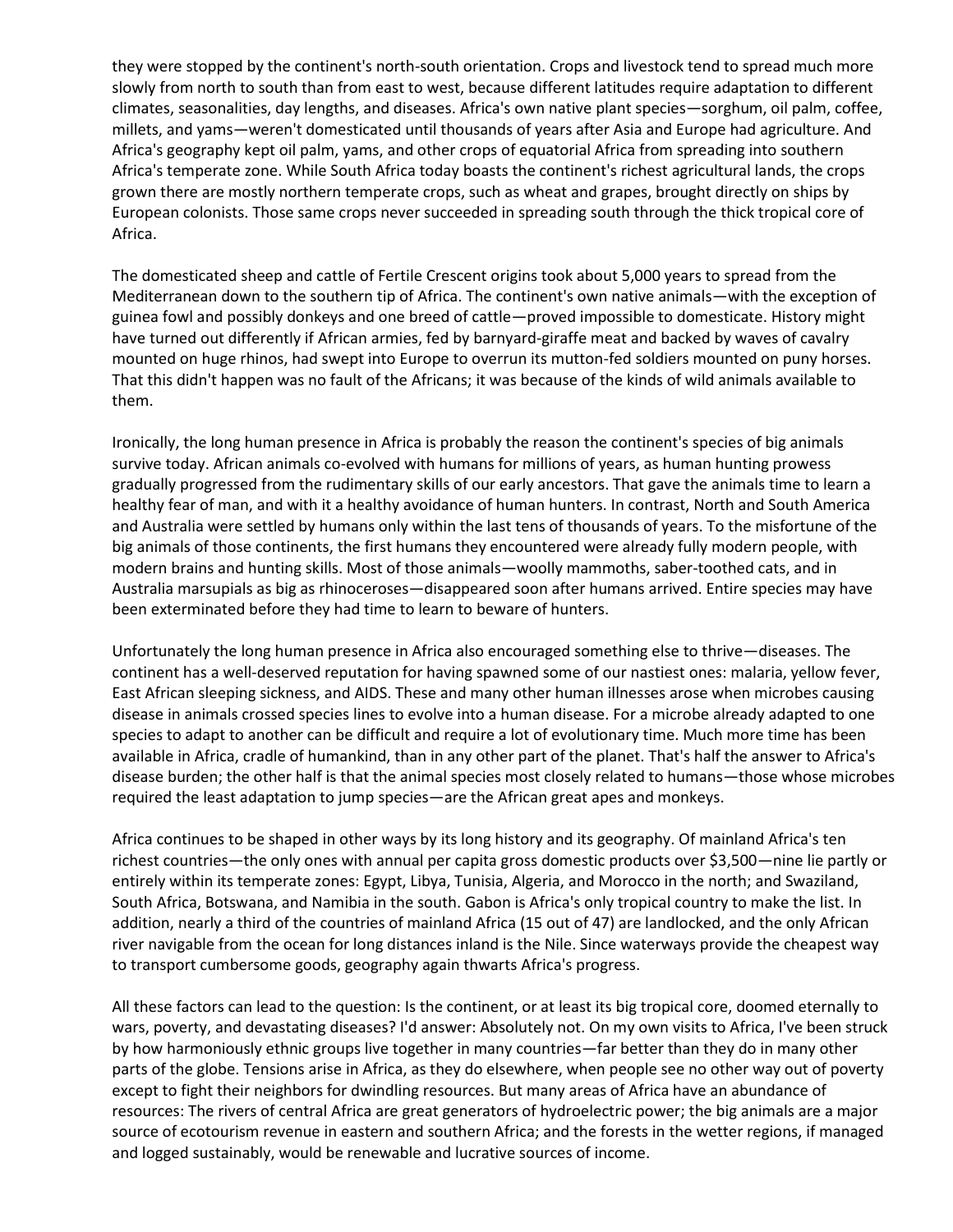they were stopped by the continent's north-south orientation. Crops and livestock tend to spread much more slowly from north to south than from east to west, because different latitudes require adaptation to different climates, seasonalities, day lengths, and diseases. Africa's own native plant species—sorghum, oil palm, coffee, millets, and yams—weren't domesticated until thousands of years after Asia and Europe had agriculture. And Africa's geography kept oil palm, yams, and other crops of equatorial Africa from spreading into southern Africa's temperate zone. While South Africa today boasts the continent's richest agricultural lands, the crops grown there are mostly northern temperate crops, such as wheat and grapes, brought directly on ships by European colonists. Those same crops never succeeded in spreading south through the thick tropical core of Africa.

The domesticated sheep and cattle of Fertile Crescent origins took about 5,000 years to spread from the Mediterranean down to the southern tip of Africa. The continent's own native animals—with the exception of guinea fowl and possibly donkeys and one breed of cattle—proved impossible to domesticate. History might have turned out differently if African armies, fed by barnyard-giraffe meat and backed by waves of cavalry mounted on huge rhinos, had swept into Europe to overrun its mutton-fed soldiers mounted on puny horses. That this didn't happen was no fault of the Africans; it was because of the kinds of wild animals available to them.

Ironically, the long human presence in Africa is probably the reason the continent's species of big animals survive today. African animals co-evolved with humans for millions of years, as human hunting prowess gradually progressed from the rudimentary skills of our early ancestors. That gave the animals time to learn a healthy fear of man, and with it a healthy avoidance of human hunters. In contrast, North and South America and Australia were settled by humans only within the last tens of thousands of years. To the misfortune of the big animals of those continents, the first humans they encountered were already fully modern people, with modern brains and hunting skills. Most of those animals—woolly mammoths, saber-toothed cats, and in Australia marsupials as big as rhinoceroses—disappeared soon after humans arrived. Entire species may have been exterminated before they had time to learn to beware of hunters.

Unfortunately the long human presence in Africa also encouraged something else to thrive—diseases. The continent has a well-deserved reputation for having spawned some of our nastiest ones: malaria, yellow fever, East African sleeping sickness, and AIDS. These and many other human illnesses arose when microbes causing disease in animals crossed species lines to evolve into a human disease. For a microbe already adapted to one species to adapt to another can be difficult and require a lot of evolutionary time. Much more time has been available in Africa, cradle of humankind, than in any other part of the planet. That's half the answer to Africa's disease burden; the other half is that the animal species most closely related to humans—those whose microbes required the least adaptation to jump species—are the African great apes and monkeys.

Africa continues to be shaped in other ways by its long history and its geography. Of mainland Africa's ten richest countries—the only ones with annual per capita gross domestic products over $3,500—nine lie partly or entirely within its temperate zones: Egypt, Libya, Tunisia, Algeria, and Morocco in the north; and Swaziland, South Africa, Botswana, and Namibia in the south. Gabon is Africa's only tropical country to make the list. In addition, nearly a third of the countries of mainland Africa (15 out of 47) are landlocked, and the only African river navigable from the ocean for long distances inland is the Nile. Since waterways provide the cheapest way to transport cumbersome goods, geography again thwarts Africa's progress.

All these factors can lead to the question: Is the continent, or at least its big tropical core, doomed eternally to wars, poverty, and devastating diseases? I'd answer: Absolutely not. On my own visits to Africa, I've been struck by how harmoniously ethnic groups live together in many countries—far better than they do in many other parts of the globe. Tensions arise in Africa, as they do elsewhere, when people see no other way out of poverty except to fight their neighbors for dwindling resources. But many areas of Africa have an abundance of resources: The rivers of central Africa are great generators of hydroelectric power; the big animals are a major source of ecotourism revenue in eastern and southern Africa; and the forests in the wetter regions, if managed and logged sustainably, would be renewable and lucrative sources of income.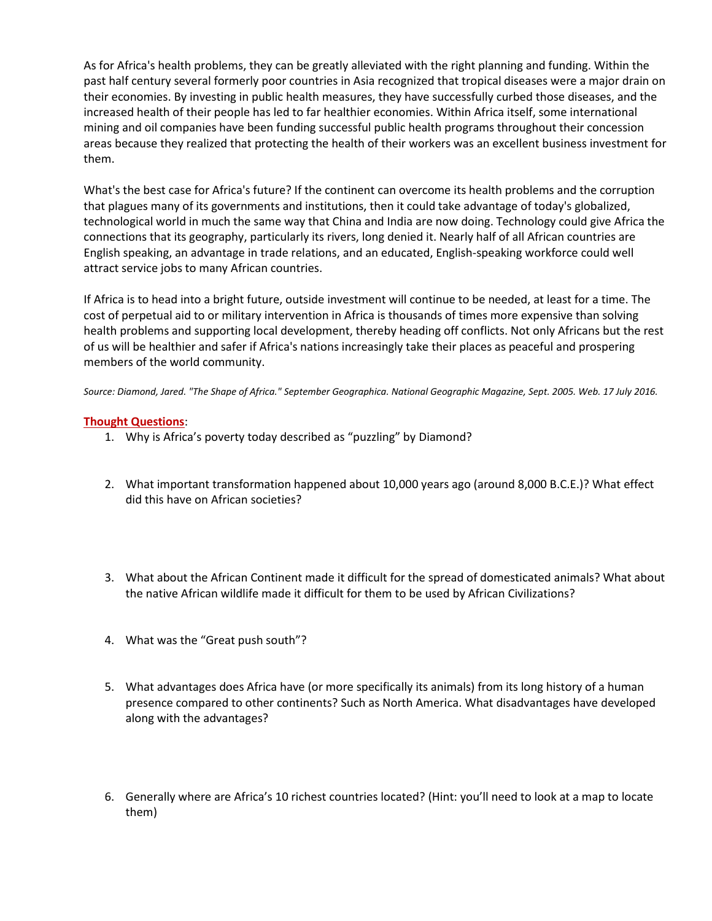As for Africa's health problems, they can be greatly alleviated with the right planning and funding. Within the past half century several formerly poor countries in Asia recognized that tropical diseases were a major drain on their economies. By investing in public health measures, they have successfully curbed those diseases, and the increased health of their people has led to far healthier economies. Within Africa itself, some international mining and oil companies have been funding successful public health programs throughout their concession areas because they realized that protecting the health of their workers was an excellent business investment for them.

What's the best case for Africa's future? If the continent can overcome its health problems and the corruption that plagues many of its governments and institutions, then it could take advantage of today's globalized, technological world in much the same way that China and India are now doing. Technology could give Africa the connections that its geography, particularly its rivers, long denied it. Nearly half of all African countries are English speaking, an advantage in trade relations, and an educated, English-speaking workforce could well attract service jobs to many African countries.

If Africa is to head into a bright future, outside investment will continue to be needed, at least for a time. The cost of perpetual aid to or military intervention in Africa is thousands of times more expensive than solving health problems and supporting local development, thereby heading off conflicts. Not only Africans but the rest of us will be healthier and safer if Africa's nations increasingly take their places as peaceful and prospering members of the world community.

*Source: Diamond, Jared. "The Shape of Africa." September Geographica. National Geographic Magazine, Sept. 2005. Web. 17 July 2016.*

**Thought Questions**:

1. Why is Africa's poverty today described as "puzzling" by Diamond?

2. What important transformation happened about 10,000 years ago (around 8,000 B.C.E.)? What effect did this have on African societies?

3. What about the African Continent made it difficult for the spread of domesticated animals? What about the native African wildlife made it difficult for them to be used by African Civilizations?

4. What was the "Great push south"?

5. What advantages does Africa have (or more specifically its animals) from its long history of a human presence compared to other continents? Such as North America. What disadvantages have developed along with the advantages?

6. Generally where are Africa's 10 richest countries located? (Hint: you'll need to look at a map to locate them)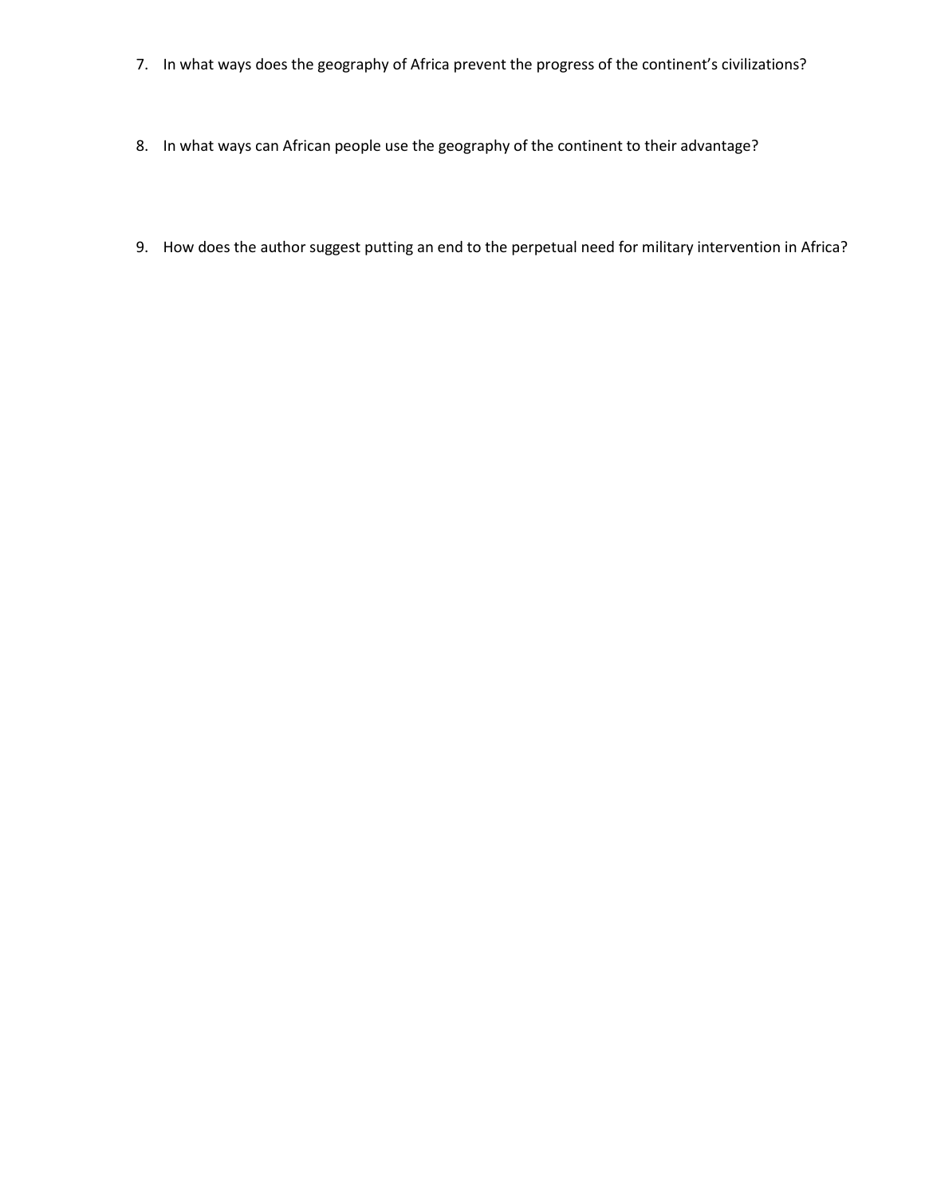7. In what ways does the geography of Africa prevent the progress of the continent's civilizations?

8. In what ways can African people use the geography of the continent to their advantage?

9. How does the author suggest putting an end to the perpetual need for military intervention in Africa?